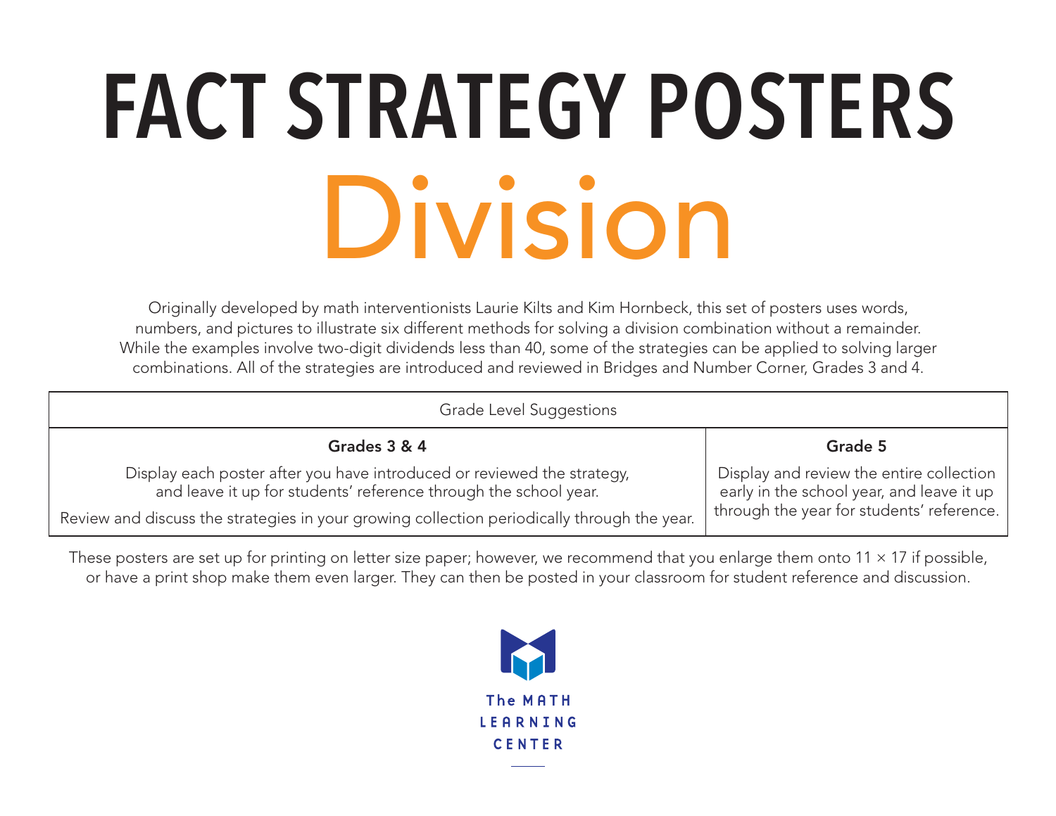# FACT STRATEGY POSTERS

# Division

Originally developed by math interventionists Laurie Kilts and Kim Hornbeck, this set of posters uses words, numbers, and pictures to illustrate six different methods for solving a division combination without a remainder. While the examples involve two-digit dividends less than 40, some of the strategies can be applied to solving larger combinations. All of the strategies are introduced and reviewed in Bridges and Number Corner, Grades 3 and 4.

| Grade Level Suggestions | |
|---|---|
| **Grades 3 & 4** | **Grade 5** |
| Display each poster after you have introduced or reviewed the strategy, and leave it up for students' reference through the school year. Review and discuss the strategies in your growing collection periodically through the year. | Display and review the entire collection early in the school year, and leave it up through the year for students' reference. |

These posters are set up for printing on letter size paper; however, we recommend that you enlarge them onto 11 × 17 if possible, or have a print shop make them even larger. They can then be posted in your classroom for student reference and discussion.

The MATH LEARNING CENTER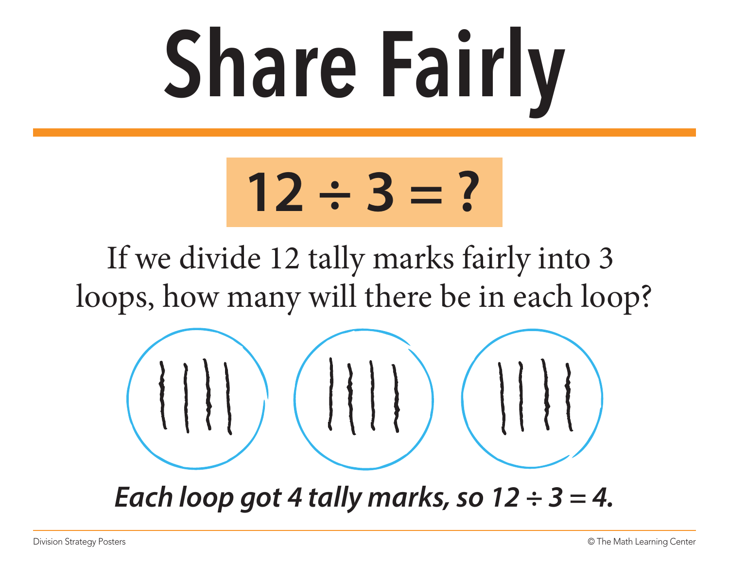# Share Fairly

$12 \div 3 = ?$

If we divide 12 tally marks fairly into 3 loops, how many will there be in each loop?

***Each loop got 4 tally marks, so $12 \div 3 = 4$.***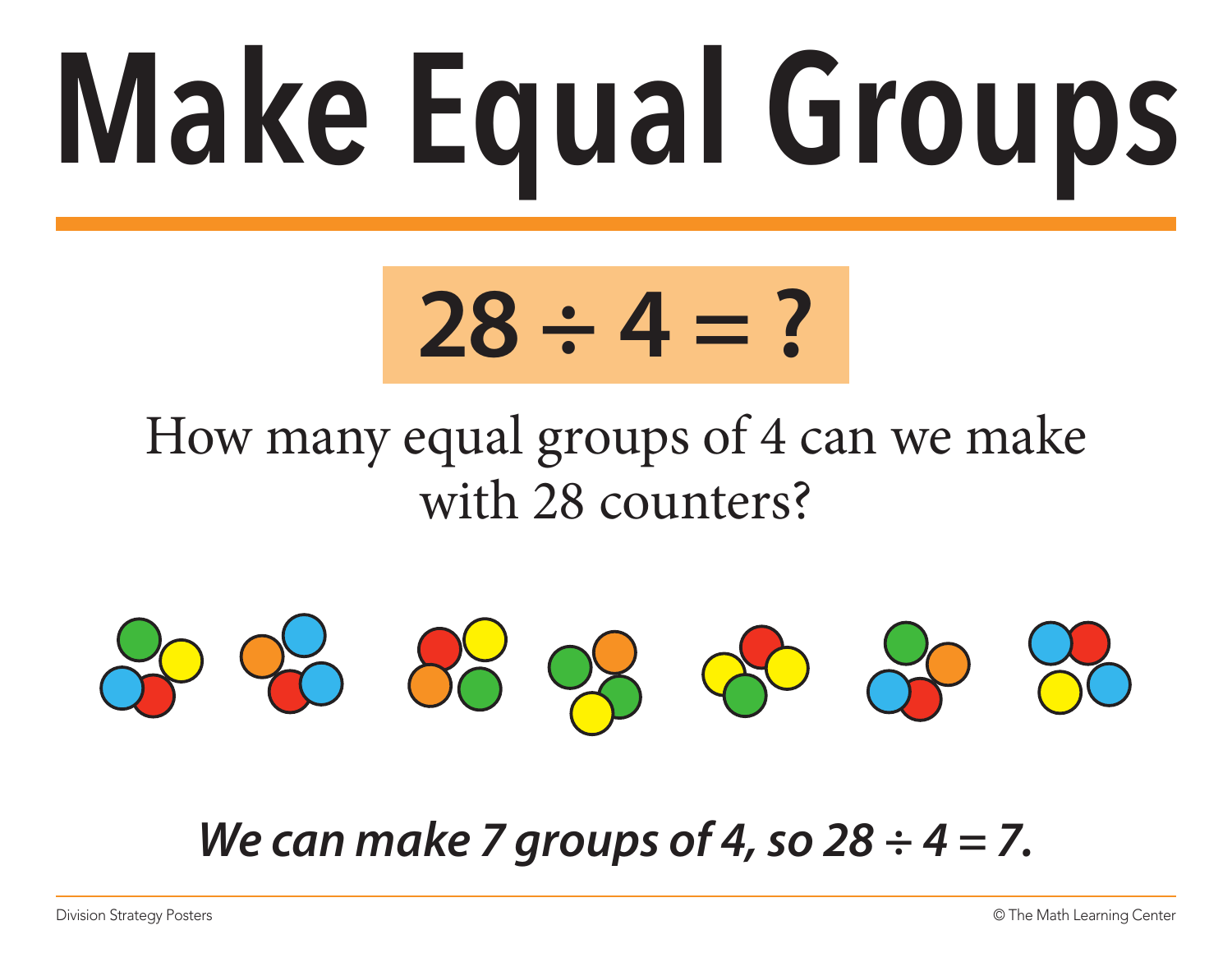# Make Equal Groups

$$28 \div 4 = ?$$

How many equal groups of 4 can we make with 28 counters?

***We can make 7 groups of 4, so $28 \div 4 = 7$.***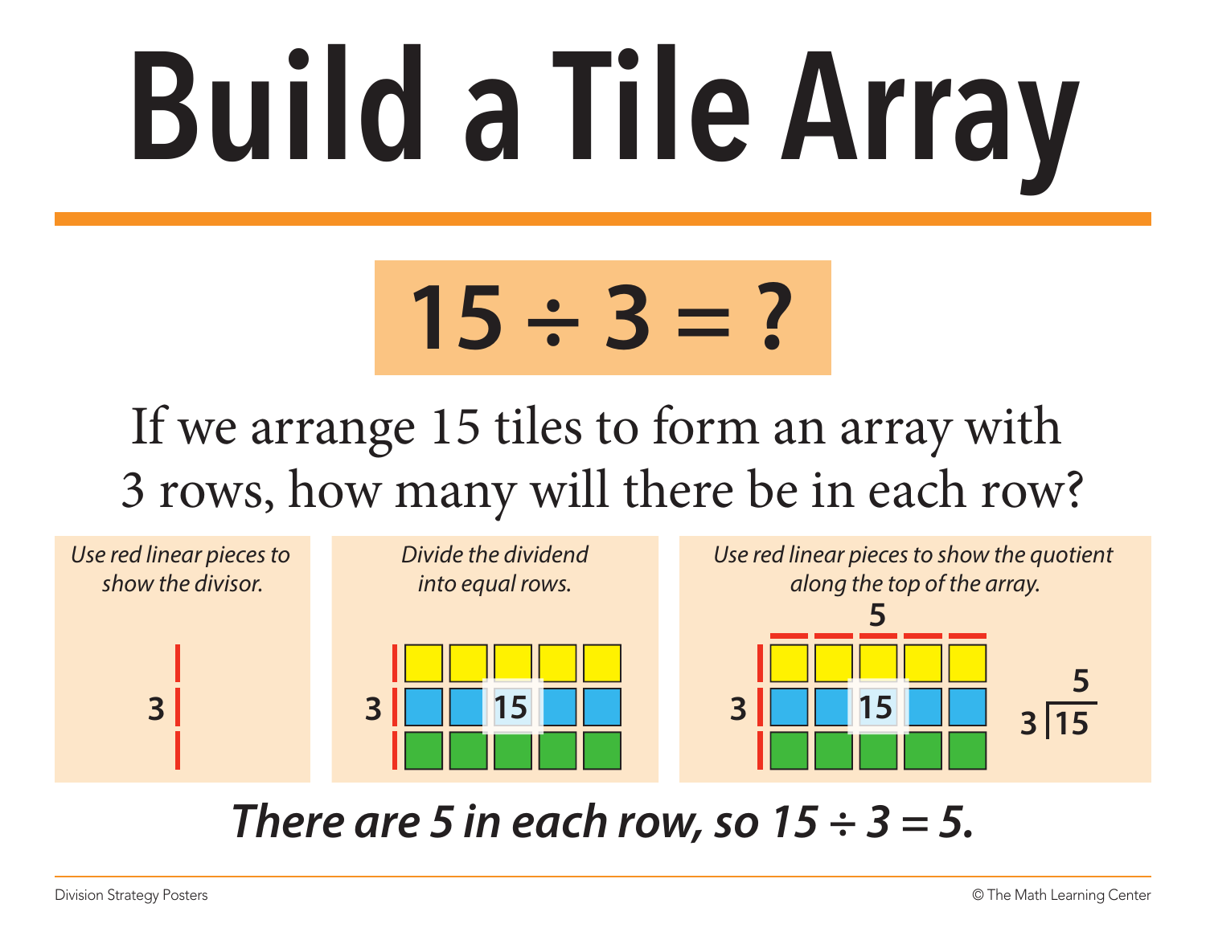# Build a Tile Array

## $15 \div 3 = ?$

If we arrange 15 tiles to form an array with 3 rows, how many will there be in each row?

*Use red linear pieces to show the divisor.*

3

*Divide the dividend into equal rows.*

3 | 15

*Use red linear pieces to show the quotient along the top of the array.*

5

3 | 15

$$3\overline{)15}^{\,5}$$

***There are 5 in each row, so $15 \div 3 = 5$.***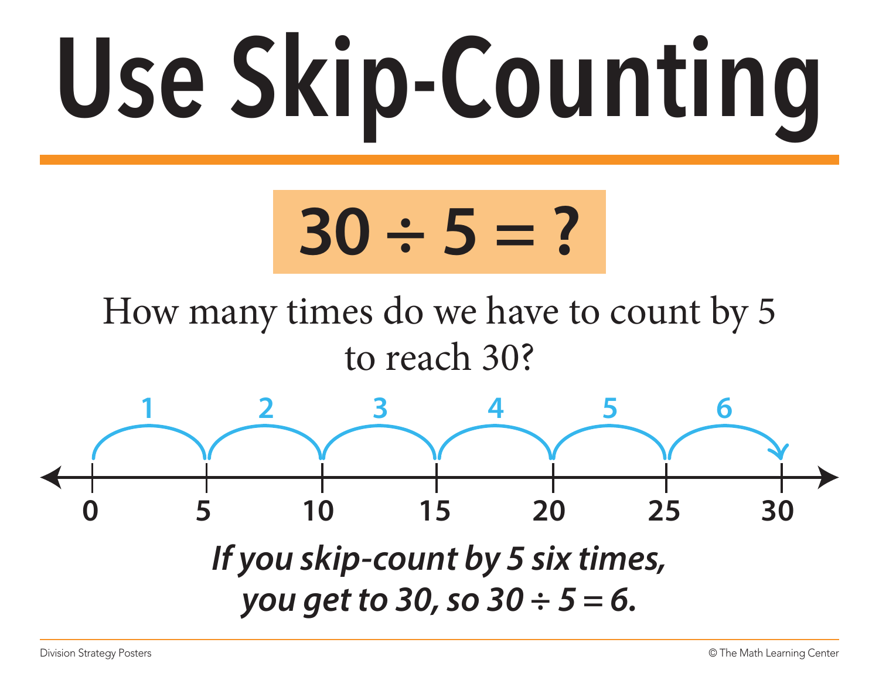# Use Skip-Counting

$$30 \div 5 = ?$$

How many times do we have to count by 5 to reach 30?

1 2 3 4 5 6

0 5 10 15 20 25 30

***If you skip-count by 5 six times, you get to 30, so $30 \div 5 = 6$.***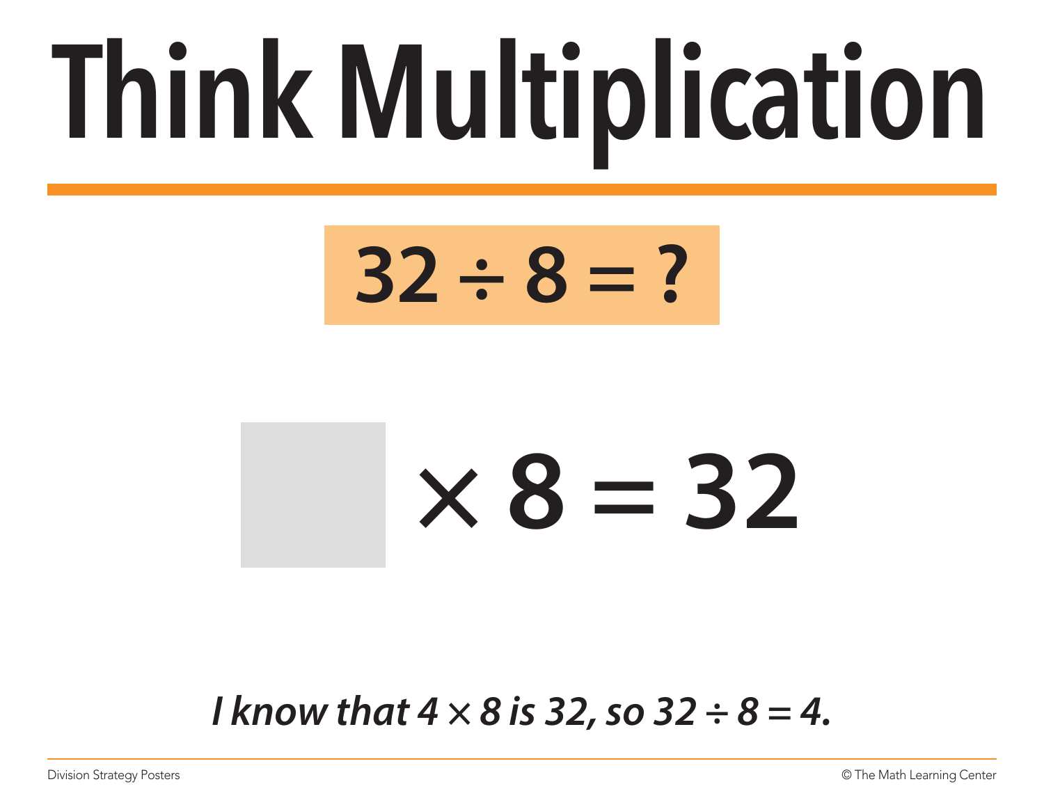# Think Multiplication

$$32 \div 8 = ?$$

$$\square \times 8 = 32$$

*I know that $4 \times 8$ is 32, so $32 \div 8 = 4$.*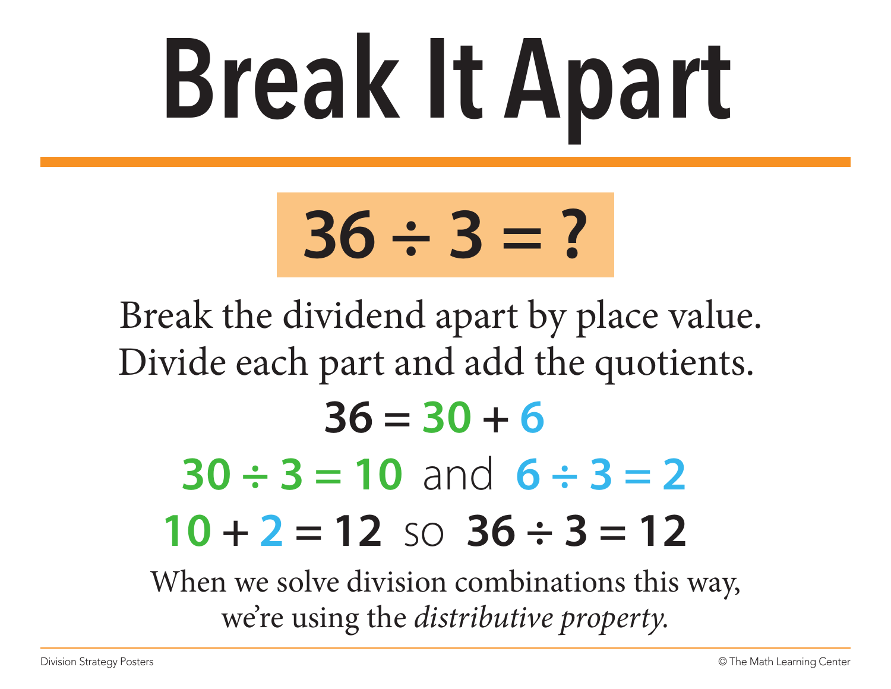# Break It Apart

$$36 \div 3 = ?$$

Break the dividend apart by place value.
Divide each part and add the quotients.

$$36 = 30 + 6$$

$$30 \div 3 = 10 \text{ and } 6 \div 3 = 2$$

$$10 + 2 = 12 \text{ so } 36 \div 3 = 12$$

When we solve division combinations this way, we're using the *distributive property.*